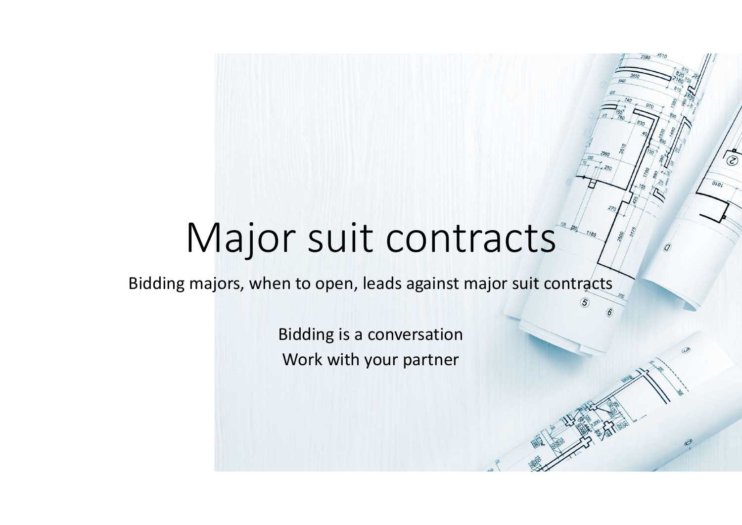# Major suit contracts

Bidding majors, when to open, leads against major suit contracts

Bidding is a conversation

Work with your partner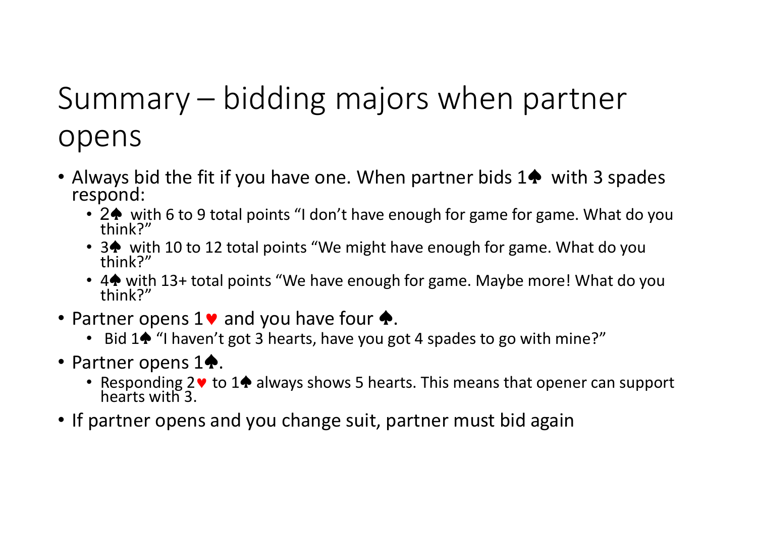# Summary – bidding majors when partner opens

- Always bid the fit if you have one. When partner bids 1♠ with 3 spades respond:
  - 2♠ with 6 to 9 total points "I don't have enough for game for game. What do you think?"
  - 3♠ with 10 to 12 total points "We might have enough for game. What do you think?"
  - 4♠ with 13+ total points "We have enough for game. Maybe more! What do you think?"
- Partner opens 1♥ and you have four ♠.
  - Bid 1♠ "I haven't got 3 hearts, have you got 4 spades to go with mine?"
- Partner opens 1♠.
  - Responding 2♥ to 1♠ always shows 5 hearts. This means that opener can support hearts with 3.
- If partner opens and you change suit, partner must bid again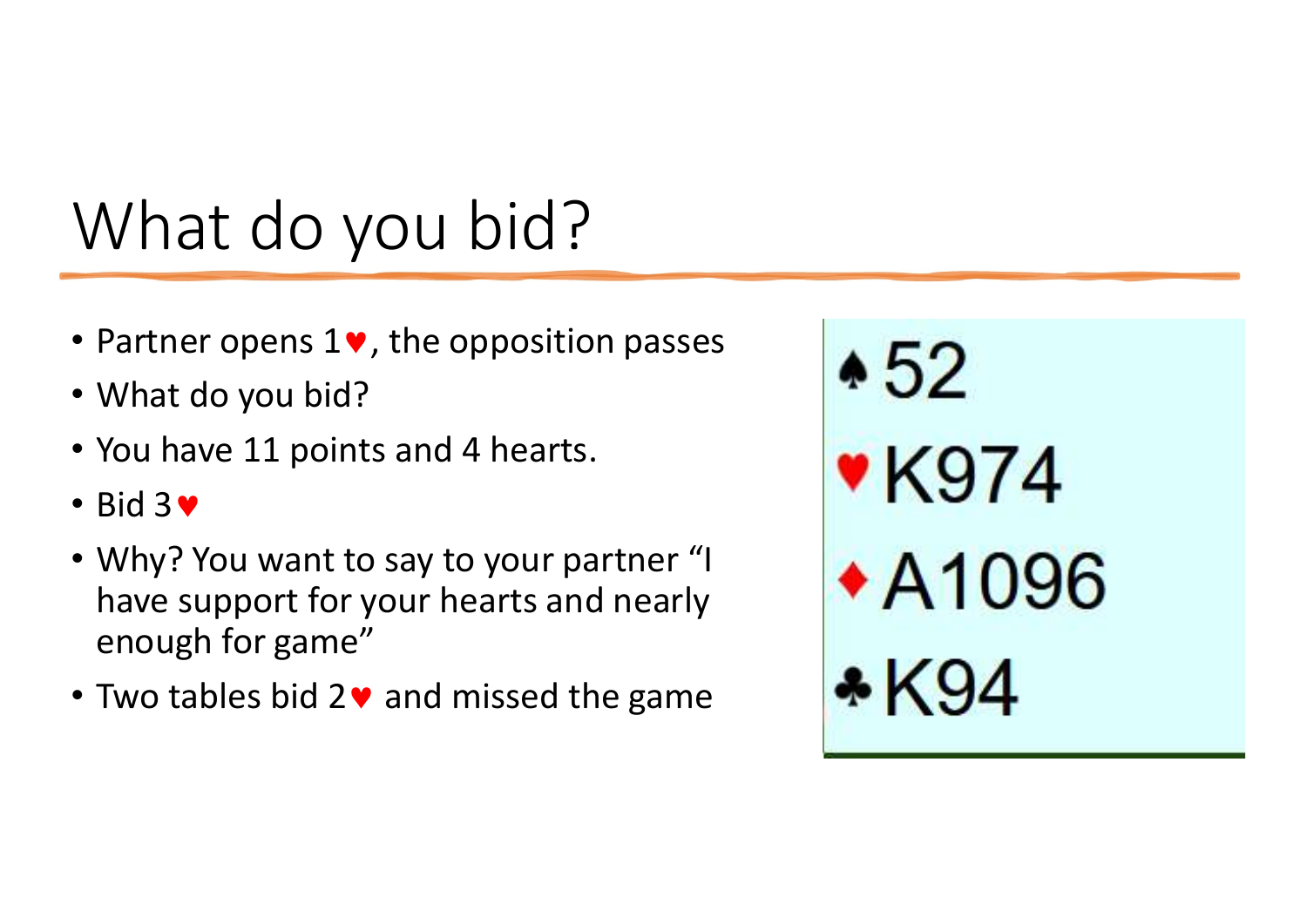# What do you bid?

- Partner opens 1♥, the opposition passes
- What do you bid?
- You have 11 points and 4 hearts.
- Bid 3♥
- Why? You want to say to your partner "I have support for your hearts and nearly enough for game"
- Two tables bid 2♥ and missed the game

♠ 52
♥ K974
♦ A1096
♣ K94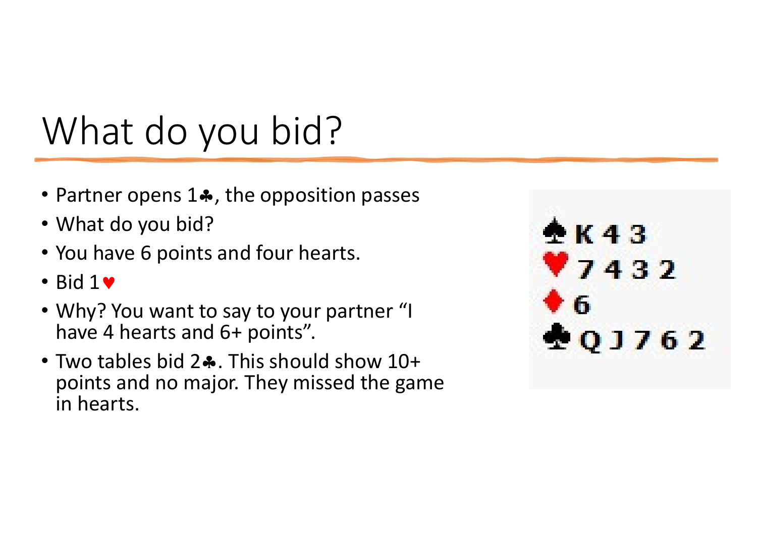# What do you bid?

- Partner opens 1♣, the opposition passes
- What do you bid?
- You have 6 points and four hearts.
- Bid 1♥
- Why? You want to say to your partner "I have 4 hearts and 6+ points".
- Two tables bid 2♣. This should show 10+ points and no major. They missed the game in hearts.

♠ K 4 3
♥ 7 4 3 2
♦ 6
♣ Q J 7 6 2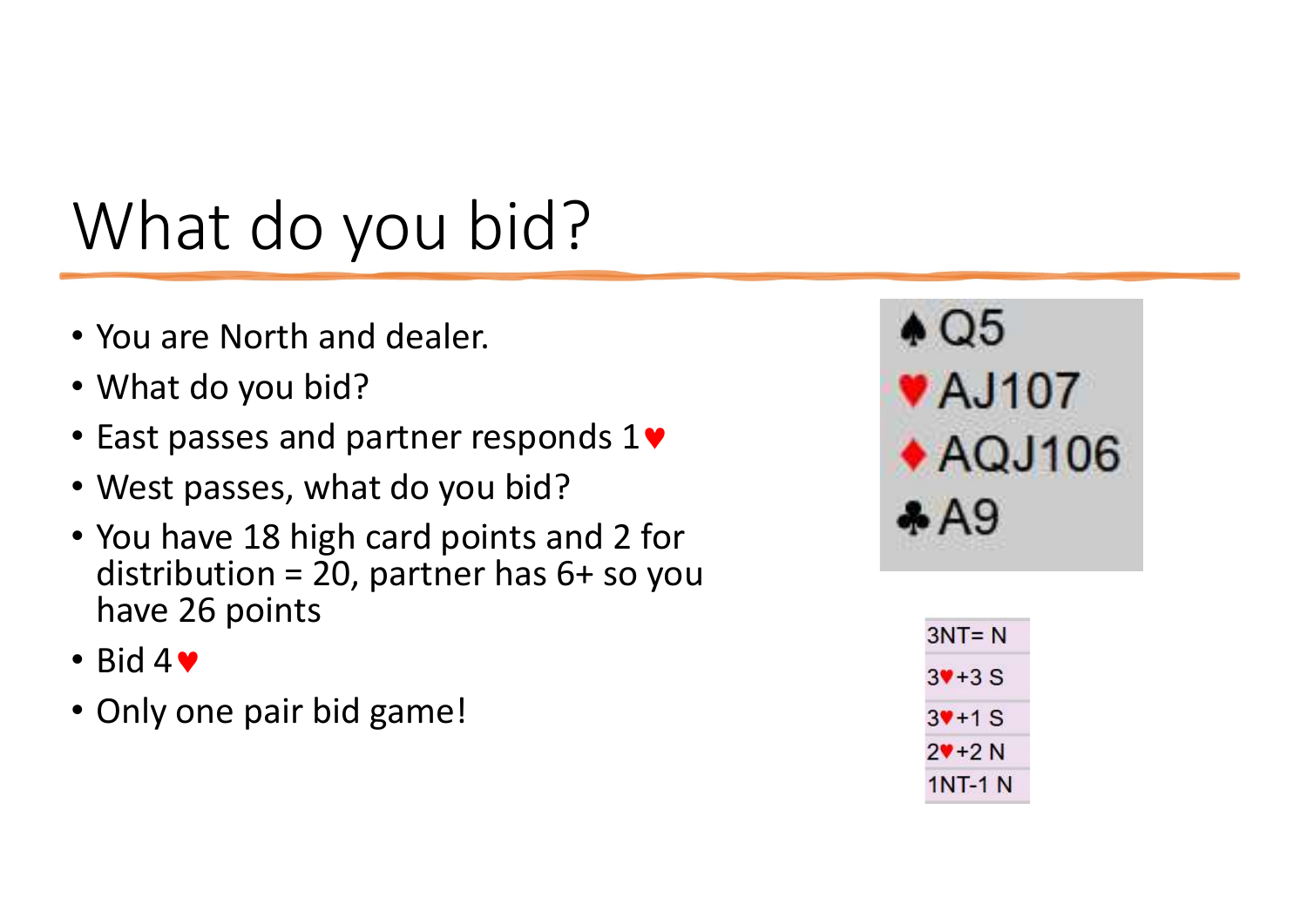# What do you bid?

- You are North and dealer.
- What do you bid?
- East passes and partner responds 1♥
- West passes, what do you bid?
- You have 18 high card points and 2 for distribution = 20, partner has 6+ so you have 26 points
- Bid 4♥
- Only one pair bid game!

♠ Q5
♥ AJ107
♦ AQJ106
♣ A9

| Results |
|---|
| 3NT= N |
| 3♥+3 S |
| 3♥+1 S |
| 2♥+2 N |
| 1NT-1 N |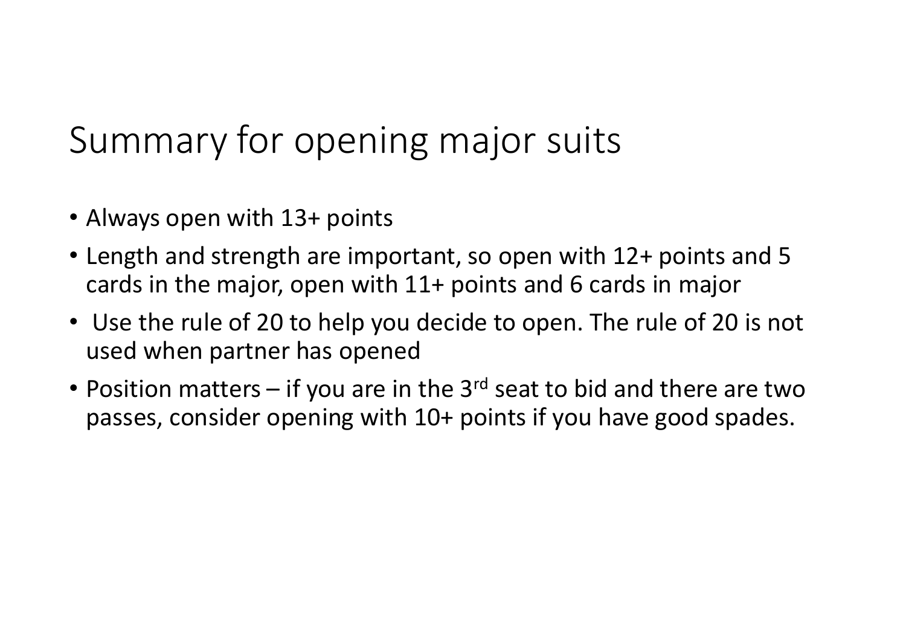# Summary for opening major suits

- Always open with 13+ points
- Length and strength are important, so open with 12+ points and 5 cards in the major, open with 11+ points and 6 cards in major
- Use the rule of 20 to help you decide to open. The rule of 20 is not used when partner has opened
- Position matters – if you are in the 3rd seat to bid and there are two passes, consider opening with 10+ points if you have good spades.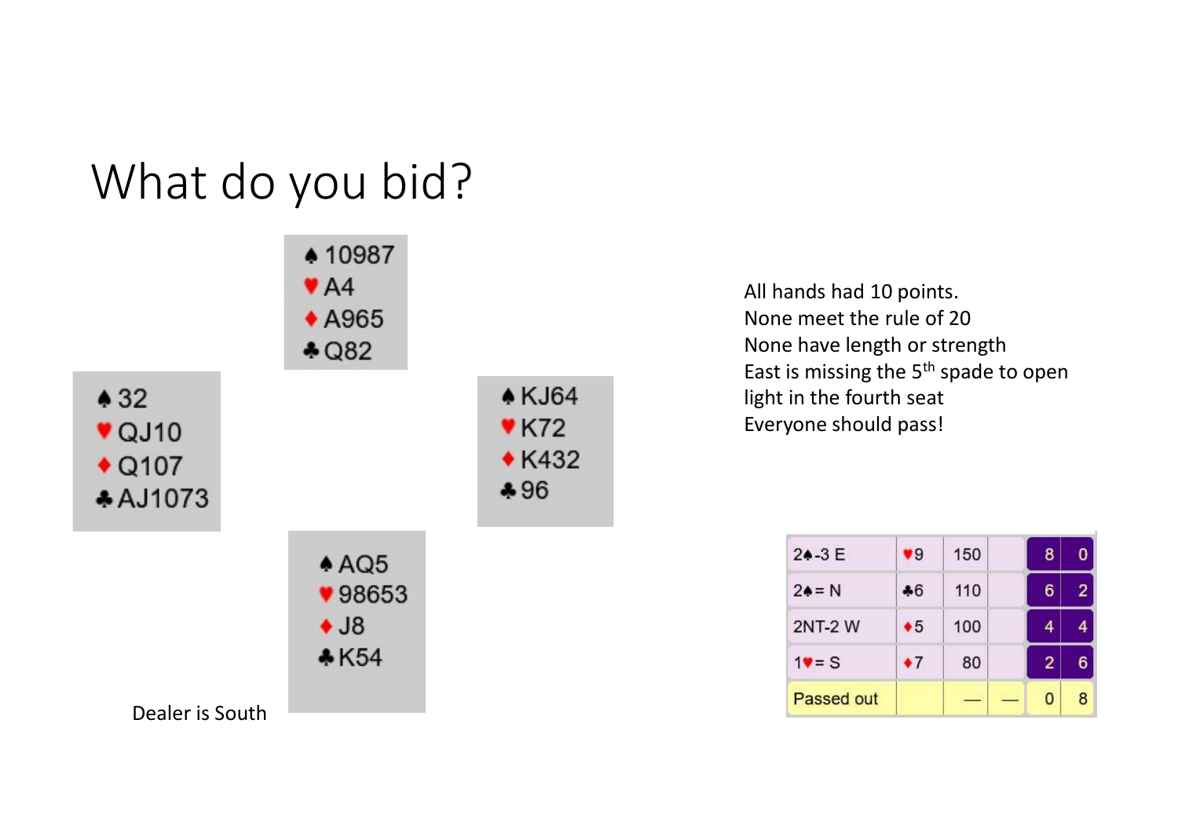# What do you bid?

**North**
♠ 10987
♥ A4
♦ A965
♣ Q82

**West**
♠ 32
♥ QJ10
♦ Q107
♣ AJ1073

**East**
♠ KJ64
♥ K72
♦ K432
♣ 96

**South**
♠ AQ5
♥ 98653
♦ J8
♣ K54

Dealer is South

All hands had 10 points.
None meet the rule of 20
None have length or strength
East is missing the 5th spade to open light in the fourth seat
Everyone should pass!

| Contract | Lead | Score | | | |
|---|---|---|---|---|---|
| 2♠-3 E | ♥9 | 150 | | 8 | 0 |
| 2♠= N | ♣6 | 110 | | 6 | 2 |
| 2NT-2 W | ♦5 | 100 | | 4 | 4 |
| 1♥= S | ♦7 | 80 | | 2 | 6 |
| Passed out | | — | — | 0 | 8 |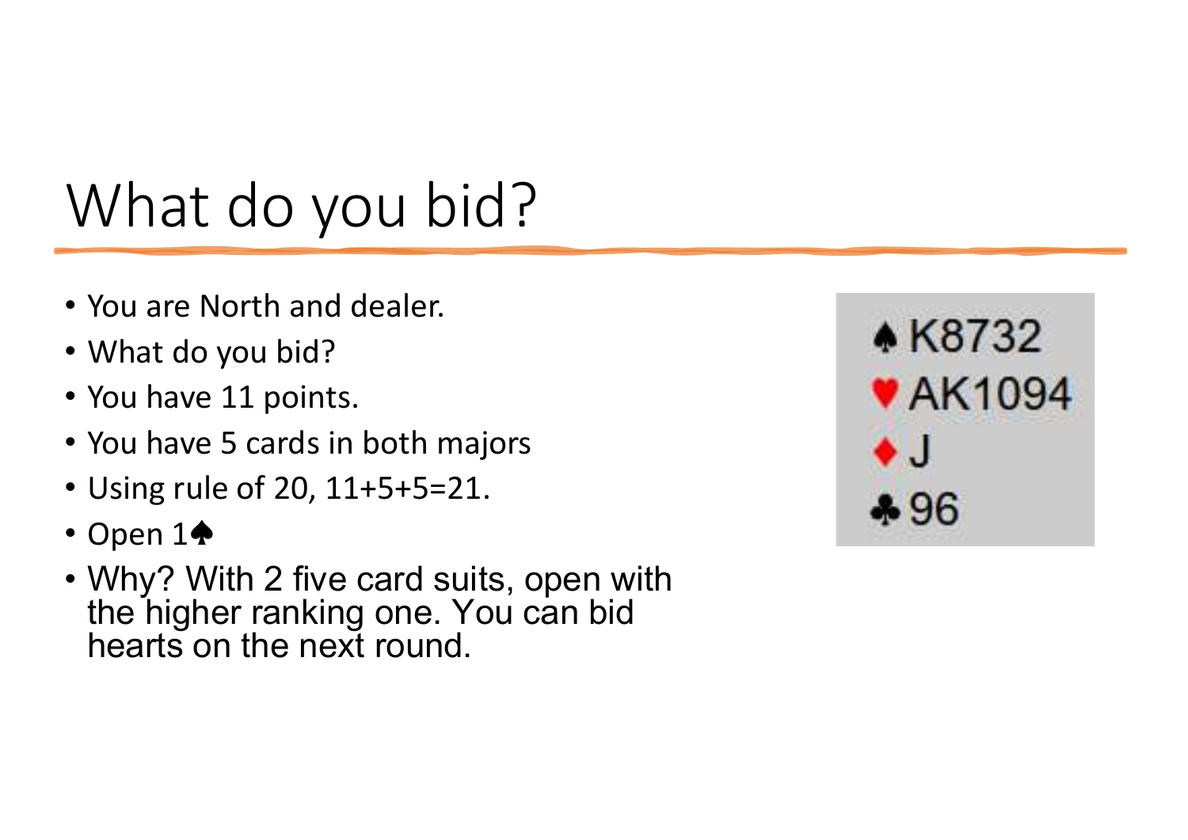# What do you bid?

- You are North and dealer.
- What do you bid?
- You have 11 points.
- You have 5 cards in both majors
- Using rule of 20, 11+5+5=21.
- Open 1♠
- Why? With 2 five card suits, open with the higher ranking one. You can bid hearts on the next round.

♠K8732
♥AK1094
♦J
♣96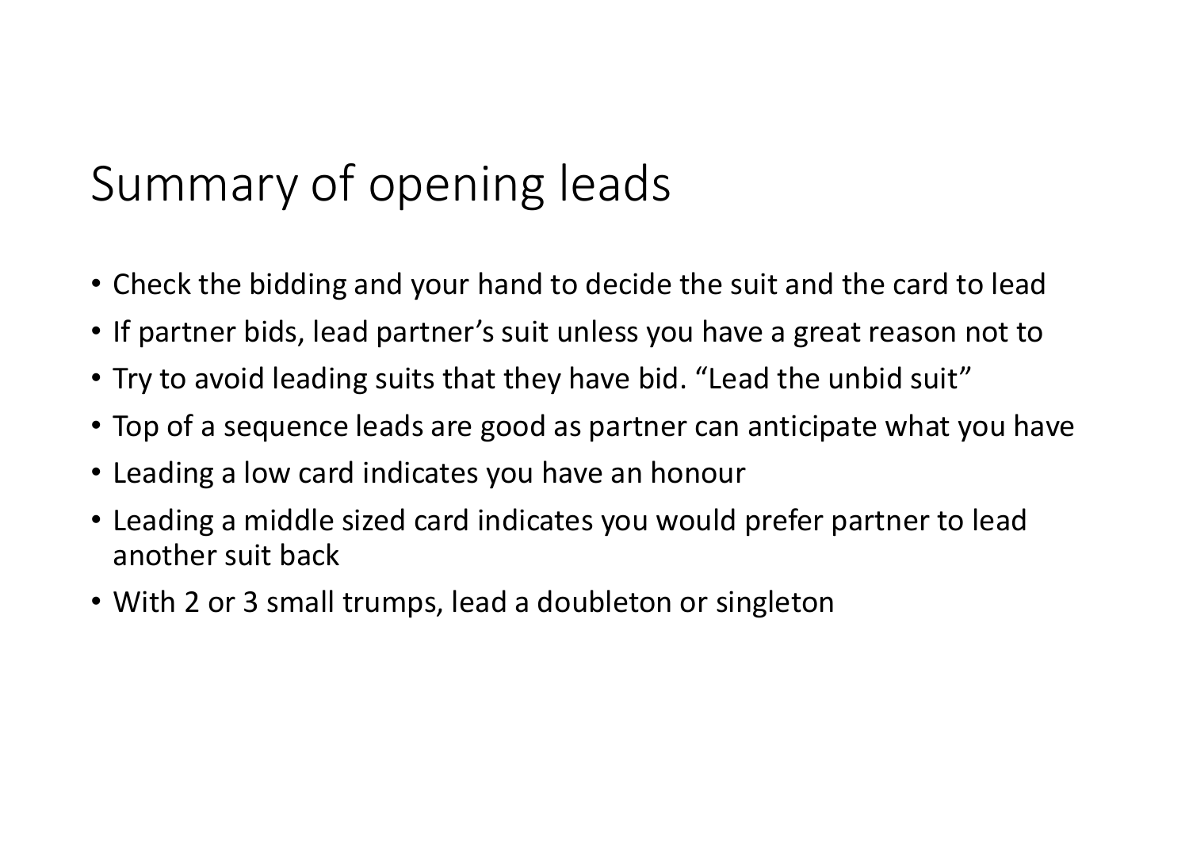# Summary of opening leads

- Check the bidding and your hand to decide the suit and the card to lead
- If partner bids, lead partner's suit unless you have a great reason not to
- Try to avoid leading suits that they have bid. "Lead the unbid suit"
- Top of a sequence leads are good as partner can anticipate what you have
- Leading a low card indicates you have an honour
- Leading a middle sized card indicates you would prefer partner to lead another suit back
- With 2 or 3 small trumps, lead a doubleton or singleton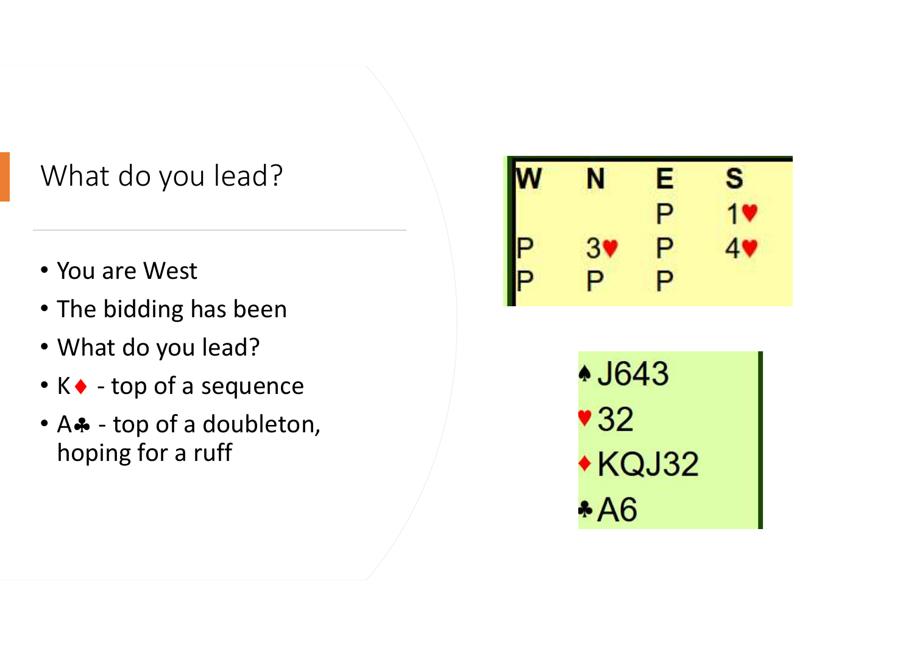## What do you lead?

- You are West
- The bidding has been
- What do you lead?
- K♦ - top of a sequence
- A♣ - top of a doubleton, hoping for a ruff

| W | N | E | S |
|---|---|---|---|
| | | P | 1♥ |
| P | 3♥ | P | 4♥ |
| P | P | P | |

♠J643
♥32
♦KQJ32
♣A6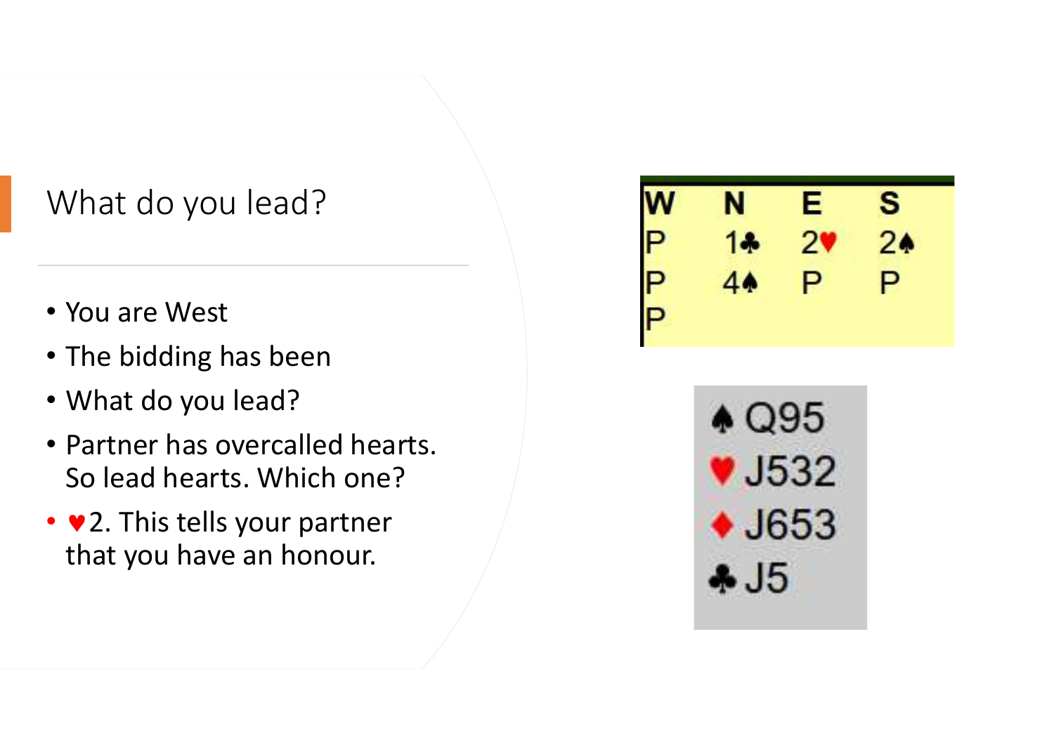# What do you lead?

- You are West
- The bidding has been
- What do you lead?
- Partner has overcalled hearts. So lead hearts. Which one?
- ♥2. This tells your partner that you have an honour.

| W | N | E | S |
|---|---|---|---|
| P | 1♣ | 2♥ | 2♠ |
| P | 4♠ | P | P |
| P | | | |

♠ Q95
♥ J532
♦ J653
♣ J5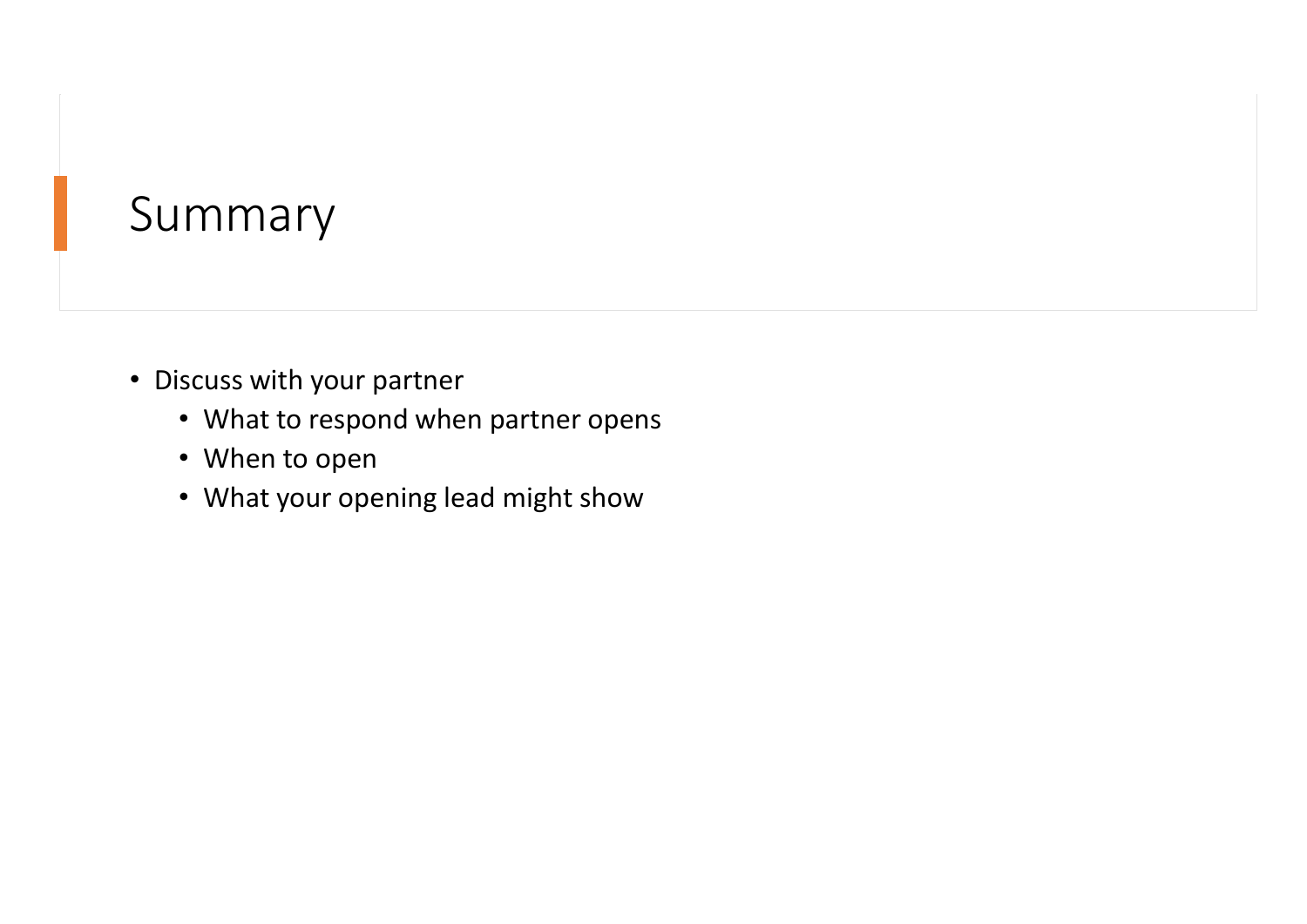# Summary

- Discuss with your partner
  - What to respond when partner opens
  - When to open
  - What your opening lead might show